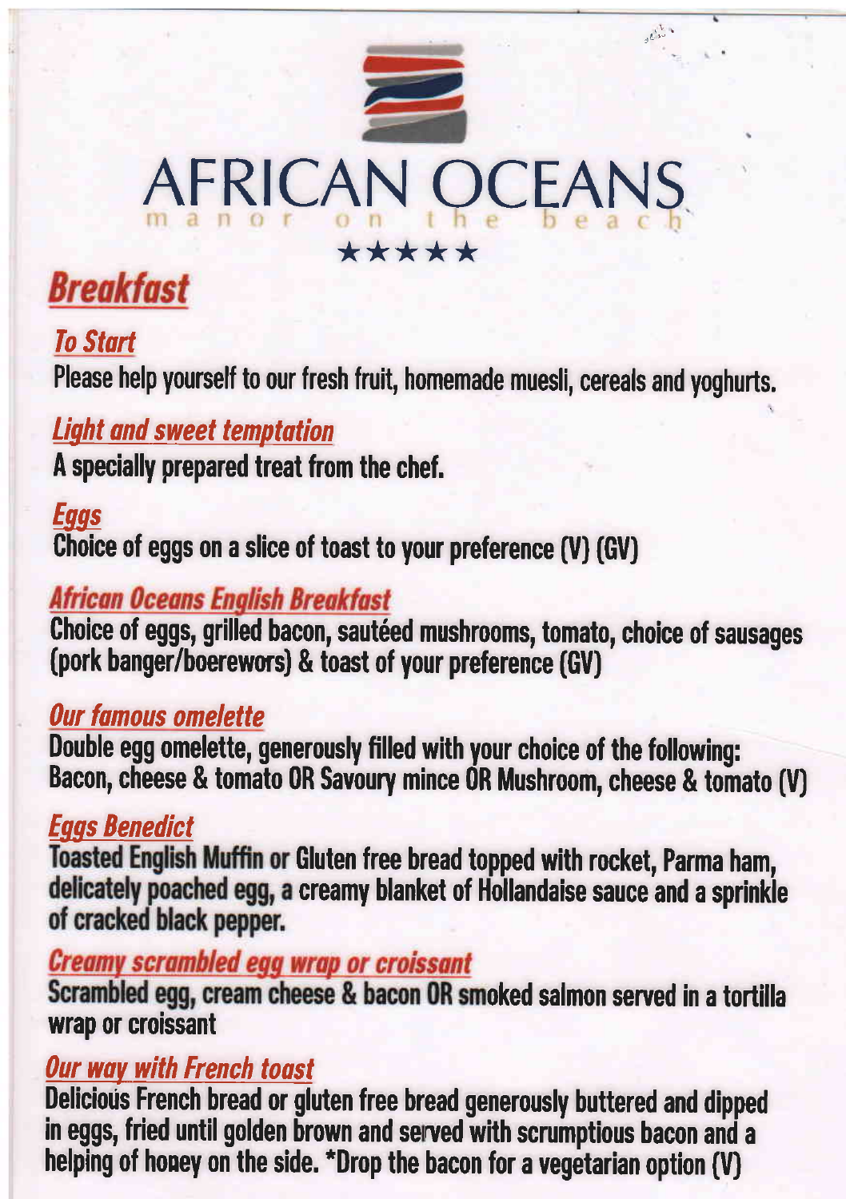# AFRICAN OCEANS

manor on the beach

★★★★★

## Breakfast

### To Start

Please help yourself to our fresh fruit, homemade muesli, cereals and yoghurts.

### Light and sweet temptation

A specially prepared treat from the chef.

### Eggs

Choice of eggs on a slice of toast to your preference (V) (GV)

### African Oceans English Breakfast

Choice of eggs, grilled bacon, sautéed mushrooms, tomato, choice of sausages (pork banger/boerewors) & toast of your preference (GV)

### Our famous omelette

Double egg omelette, generously filled with your choice of the following:
Bacon, cheese & tomato OR Savoury mince OR Mushroom, cheese & tomato (V)

### Eggs Benedict

Toasted English Muffin or Gluten free bread topped with rocket, Parma ham, delicately poached egg, a creamy blanket of Hollandaise sauce and a sprinkle of cracked black pepper.

### Creamy scrambled egg wrap or croissant

Scrambled egg, cream cheese & bacon OR smoked salmon served in a tortilla wrap or croissant

### Our way with French toast

Delicious French bread or gluten free bread generously buttered and dipped in eggs, fried until golden brown and served with scrumptious bacon and a helping of honey on the side. *Drop the bacon for a vegetarian option (V)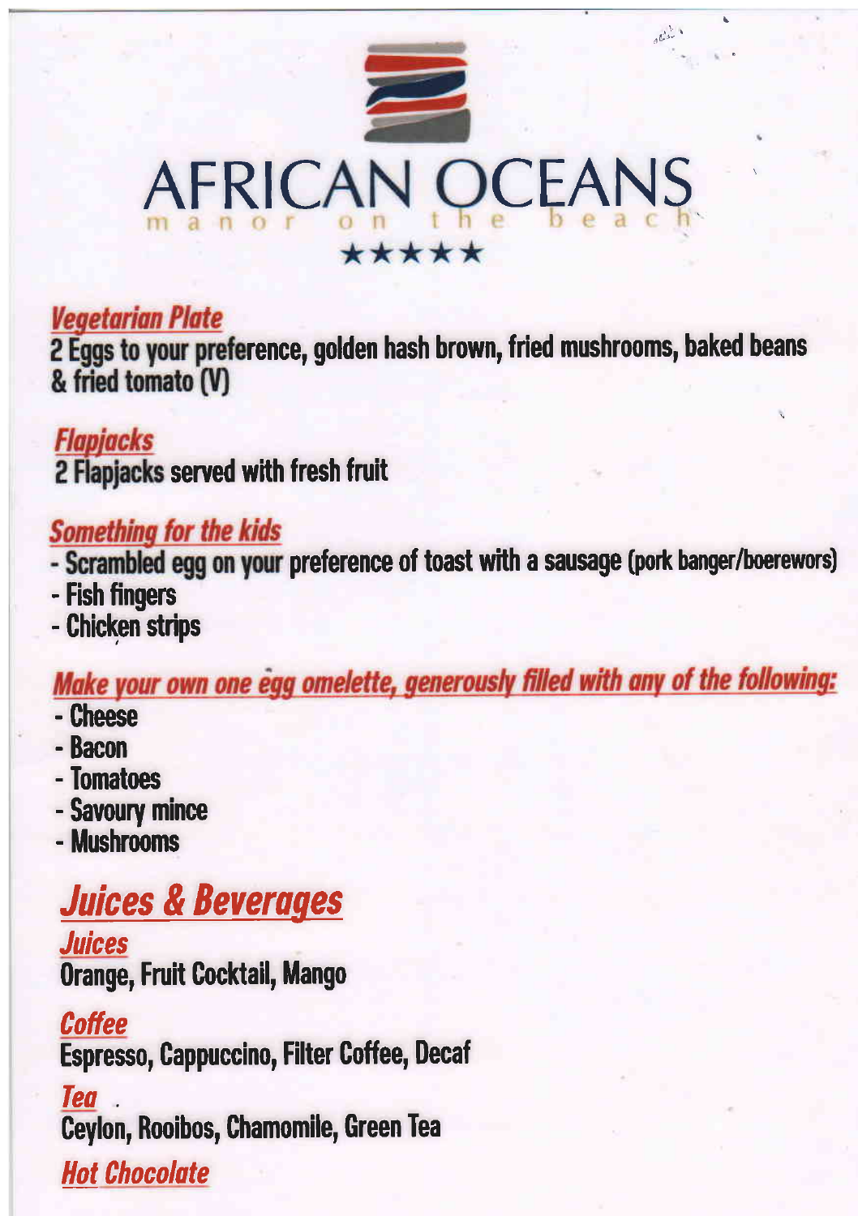# AFRICAN OCEANS

manor on the beach

★★★★★

### Vegetarian Plate

2 Eggs to your preference, golden hash brown, fried mushrooms, baked beans & fried tomato (V)

### Flapjacks

2 Flapjacks served with fresh fruit

### Something for the kids

- Scrambled egg on your preference of toast with a sausage (pork banger/boerewors)
- Fish fingers
- Chicken strips

### Make your own one egg omelette, generously filled with any of the following:

- Cheese
- Bacon
- Tomatoes
- Savoury mince
- Mushrooms

## Juices & Beverages

### Juices

Orange, Fruit Cocktail, Mango

### Coffee

Espresso, Cappuccino, Filter Coffee, Decaf

### Tea

Ceylon, Rooibos, Chamomile, Green Tea

### Hot Chocolate